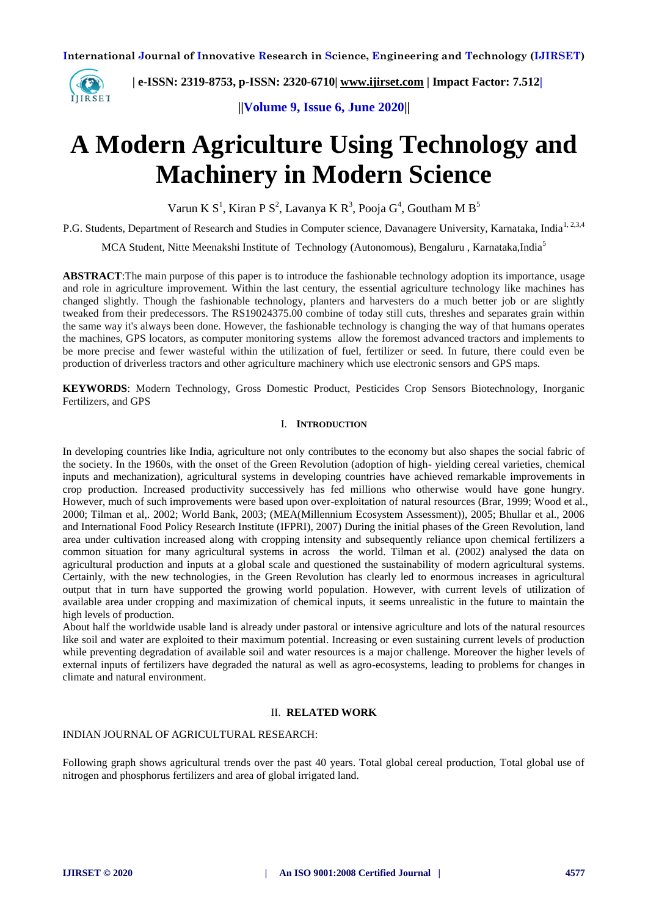# A Modern Agriculture Using Technology and Machinery in Modern Science

Varun K S[1], Kiran P S[2], Lavanya K R[3], Pooja G[4], Goutham M B[5]

P.G. Students, Department of Research and Studies in Computer science, Davanagere University, Karnataka, India[1, 2,3,4]

MCA Student, Nitte Meenakshi Institute of Technology (Autonomous), Bengaluru , Karnataka,India[5]

**ABSTRACT**:The main purpose of this paper is to introduce the fashionable technology adoption its importance, usage and role in agriculture improvement. Within the last century, the essential agriculture technology like machines has changed slightly. Though the fashionable technology, planters and harvesters do a much better job or are slightly tweaked from their predecessors. The RS19024375.00 combine of today still cuts, threshes and separates grain within the same way it's always been done. However, the fashionable technology is changing the way of that humans operates the machines, GPS locators, as computer monitoring systems allow the foremost advanced tractors and implements to be more precise and fewer wasteful within the utilization of fuel, fertilizer or seed. In future, there could even be production of driverless tractors and other agriculture machinery which use electronic sensors and GPS maps.

**KEYWORDS**: Modern Technology, Gross Domestic Product, Pesticides Crop Sensors Biotechnology, Inorganic Fertilizers, and GPS

## I. INTRODUCTION

In developing countries like India, agriculture not only contributes to the economy but also shapes the social fabric of the society. In the 1960s, with the onset of the Green Revolution (adoption of high- yielding cereal varieties, chemical inputs and mechanization), agricultural systems in developing countries have achieved remarkable improvements in crop production. Increased productivity successively has fed millions who otherwise would have gone hungry. However, much of such improvements were based upon over-exploitation of natural resources (Brar, 1999; Wood et al., 2000; Tilman et al,. 2002; World Bank, 2003; (MEA(Millennium Ecosystem Assessment)), 2005; Bhullar et al., 2006 and International Food Policy Research Institute (IFPRI), 2007) During the initial phases of the Green Revolution, land area under cultivation increased along with cropping intensity and subsequently reliance upon chemical fertilizers a common situation for many agricultural systems in across the world. Tilman et al. (2002) analysed the data on agricultural production and inputs at a global scale and questioned the sustainability of modern agricultural systems. Certainly, with the new technologies, in the Green Revolution has clearly led to enormous increases in agricultural output that in turn have supported the growing world population. However, with current levels of utilization of available area under cropping and maximization of chemical inputs, it seems unrealistic in the future to maintain the high levels of production.

About half the worldwide usable land is already under pastoral or intensive agriculture and lots of the natural resources like soil and water are exploited to their maximum potential. Increasing or even sustaining current levels of production while preventing degradation of available soil and water resources is a major challenge. Moreover the higher levels of external inputs of fertilizers have degraded the natural as well as agro-ecosystems, leading to problems for changes in climate and natural environment.

## II. RELATED WORK

INDIAN JOURNAL OF AGRICULTURAL RESEARCH:

Following graph shows agricultural trends over the past 40 years. Total global cereal production, Total global use of nitrogen and phosphorus fertilizers and area of global irrigated land.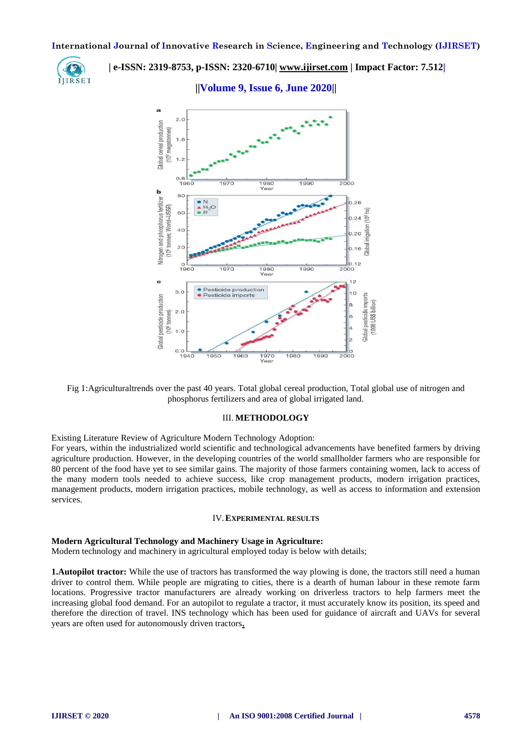Fig 1:Agriculturaltrends over the past 40 years. Total global cereal production, Total global use of nitrogen and phosphorus fertilizers and area of global irrigated land.

## III. METHODOLOGY

Existing Literature Review of Agriculture Modern Technology Adoption:

For years, within the industrialized world scientific and technological advancements have benefited farmers by driving agriculture production. However, in the developing countries of the world smallholder farmers who are responsible for 80 percent of the food have yet to see similar gains. The majority of those farmers containing women, lack to access of the many modern tools needed to achieve success, like crop management products, modern irrigation practices, management products, modern irrigation practices, mobile technology, as well as access to information and extension services.

## IV. EXPERIMENTAL RESULTS

**Modern Agricultural Technology and Machinery Usage in Agriculture:**

Modern technology and machinery in agricultural employed today is below with details;

**1.Autopilot tractor:** While the use of tractors has transformed the way plowing is done, the tractors still need a human driver to control them. While people are migrating to cities, there is a dearth of human labour in these remote farm locations. Progressive tractor manufacturers are already working on driverless tractors to help farmers meet the increasing global food demand. For an autopilot to regulate a tractor, it must accurately know its position, its speed and therefore the direction of travel. INS technology which has been used for guidance of aircraft and UAVs for several years are often used for autonomously driven tractors.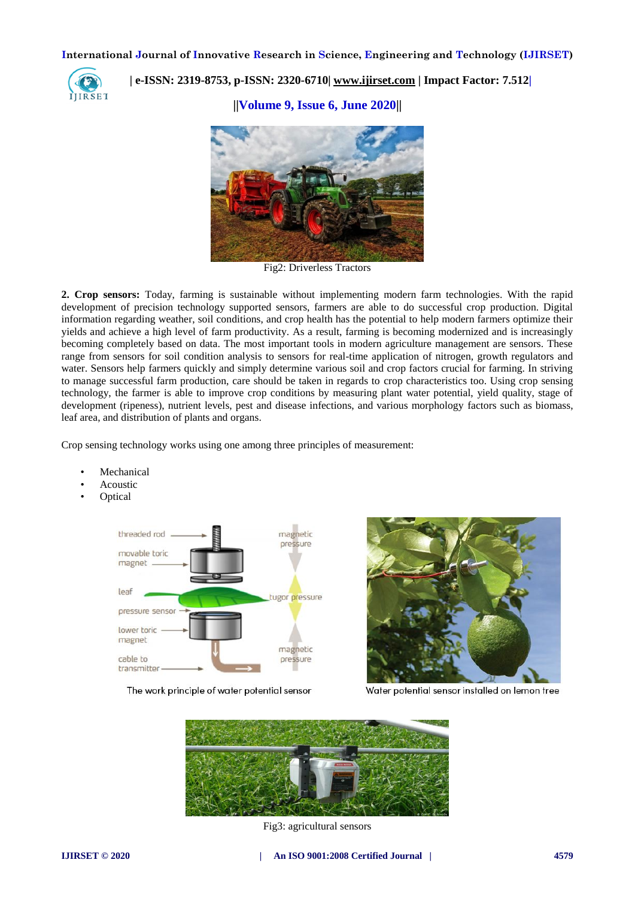Fig2: Driverless Tractors

**2. Crop sensors:** Today, farming is sustainable without implementing modern farm technologies. With the rapid development of precision technology supported sensors, farmers are able to do successful crop production. Digital information regarding weather, soil conditions, and crop health has the potential to help modern farmers optimize their yields and achieve a high level of farm productivity. As a result, farming is becoming modernized and is increasingly becoming completely based on data. The most important tools in modern agriculture management are sensors. These range from sensors for soil condition analysis to sensors for real-time application of nitrogen, growth regulators and water. Sensors help farmers quickly and simply determine various soil and crop factors crucial for farming. In striving to manage successful farm production, care should be taken in regards to crop characteristics too. Using crop sensing technology, the farmer is able to improve crop conditions by measuring plant water potential, yield quality, stage of development (ripeness), nutrient levels, pest and disease infections, and various morphology factors such as biomass, leaf area, and distribution of plants and organs.

Crop sensing technology works using one among three principles of measurement:

- Mechanical
- Acoustic
- Optical

The work principle of water potential sensor

Water potential sensor installed on lemon tree

Fig3: agricultural sensors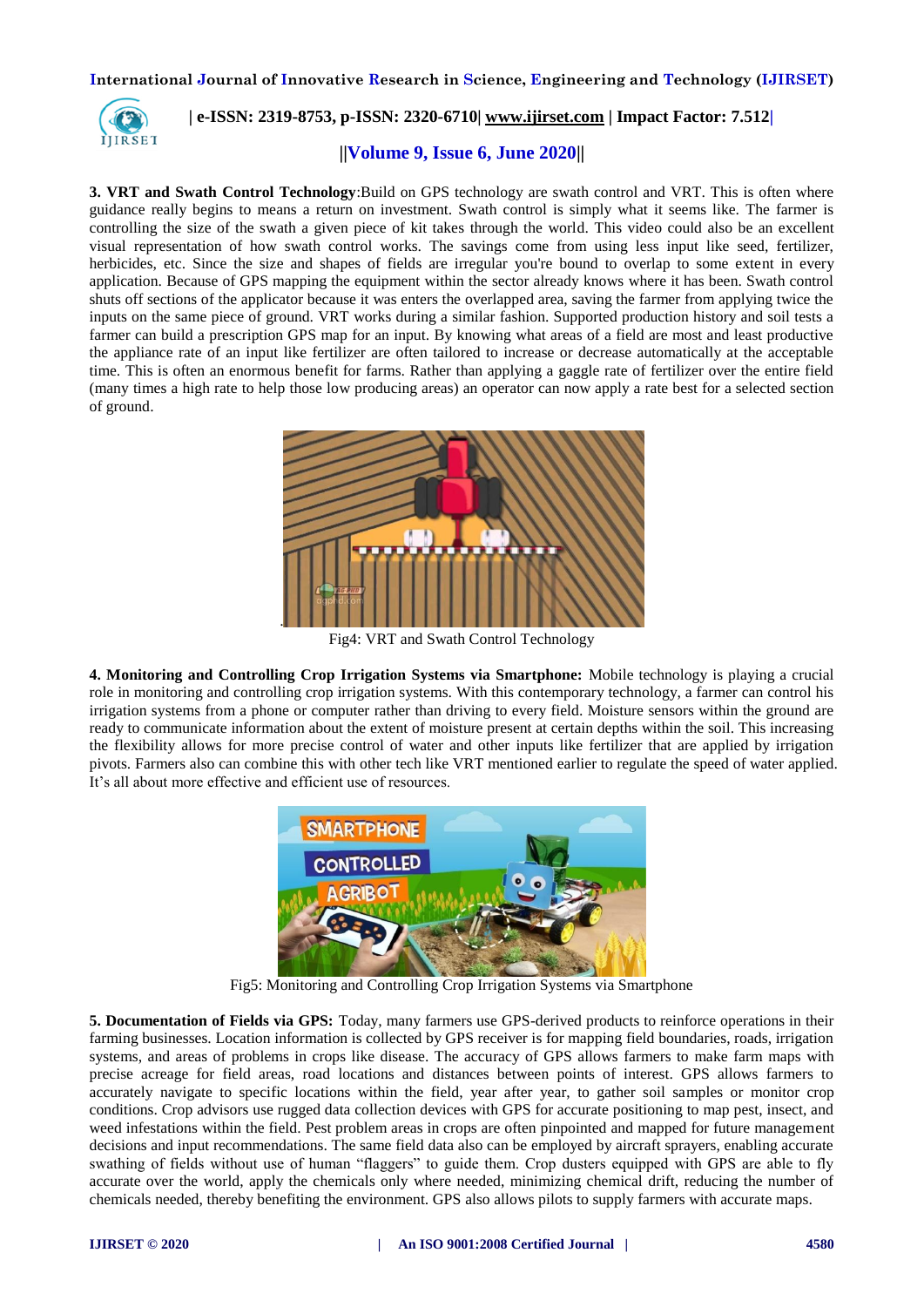**3. VRT and Swath Control Technology**:Build on GPS technology are swath control and VRT. This is often where guidance really begins to means a return on investment. Swath control is simply what it seems like. The farmer is controlling the size of the swath a given piece of kit takes through the world. This video could also be an excellent visual representation of how swath control works. The savings come from using less input like seed, fertilizer, herbicides, etc. Since the size and shapes of fields are irregular you're bound to overlap to some extent in every application. Because of GPS mapping the equipment within the sector already knows where it has been. Swath control shuts off sections of the applicator because it was enters the overlapped area, saving the farmer from applying twice the inputs on the same piece of ground. VRT works during a similar fashion. Supported production history and soil tests a farmer can build a prescription GPS map for an input. By knowing what areas of a field are most and least productive the appliance rate of an input like fertilizer are often tailored to increase or decrease automatically at the acceptable time. This is often an enormous benefit for farms. Rather than applying a gaggle rate of fertilizer over the entire field (many times a high rate to help those low producing areas) an operator can now apply a rate best for a selected section of ground.

Fig4: VRT and Swath Control Technology

**4. Monitoring and Controlling Crop Irrigation Systems via Smartphone:** Mobile technology is playing a crucial role in monitoring and controlling crop irrigation systems. With this contemporary technology, a farmer can control his irrigation systems from a phone or computer rather than driving to every field. Moisture sensors within the ground are ready to communicate information about the extent of moisture present at certain depths within the soil. This increasing the flexibility allows for more precise control of water and other inputs like fertilizer that are applied by irrigation pivots. Farmers also can combine this with other tech like VRT mentioned earlier to regulate the speed of water applied. It's all about more effective and efficient use of resources.

Fig5: Monitoring and Controlling Crop Irrigation Systems via Smartphone

**5. Documentation of Fields via GPS:** Today, many farmers use GPS-derived products to reinforce operations in their farming businesses. Location information is collected by GPS receiver is for mapping field boundaries, roads, irrigation systems, and areas of problems in crops like disease. The accuracy of GPS allows farmers to make farm maps with precise acreage for field areas, road locations and distances between points of interest. GPS allows farmers to accurately navigate to specific locations within the field, year after year, to gather soil samples or monitor crop conditions. Crop advisors use rugged data collection devices with GPS for accurate positioning to map pest, insect, and weed infestations within the field. Pest problem areas in crops are often pinpointed and mapped for future management decisions and input recommendations. The same field data also can be employed by aircraft sprayers, enabling accurate swathing of fields without use of human "flaggers" to guide them. Crop dusters equipped with GPS are able to fly accurate over the world, apply the chemicals only where needed, minimizing chemical drift, reducing the number of chemicals needed, thereby benefiting the environment. GPS also allows pilots to supply farmers with accurate maps.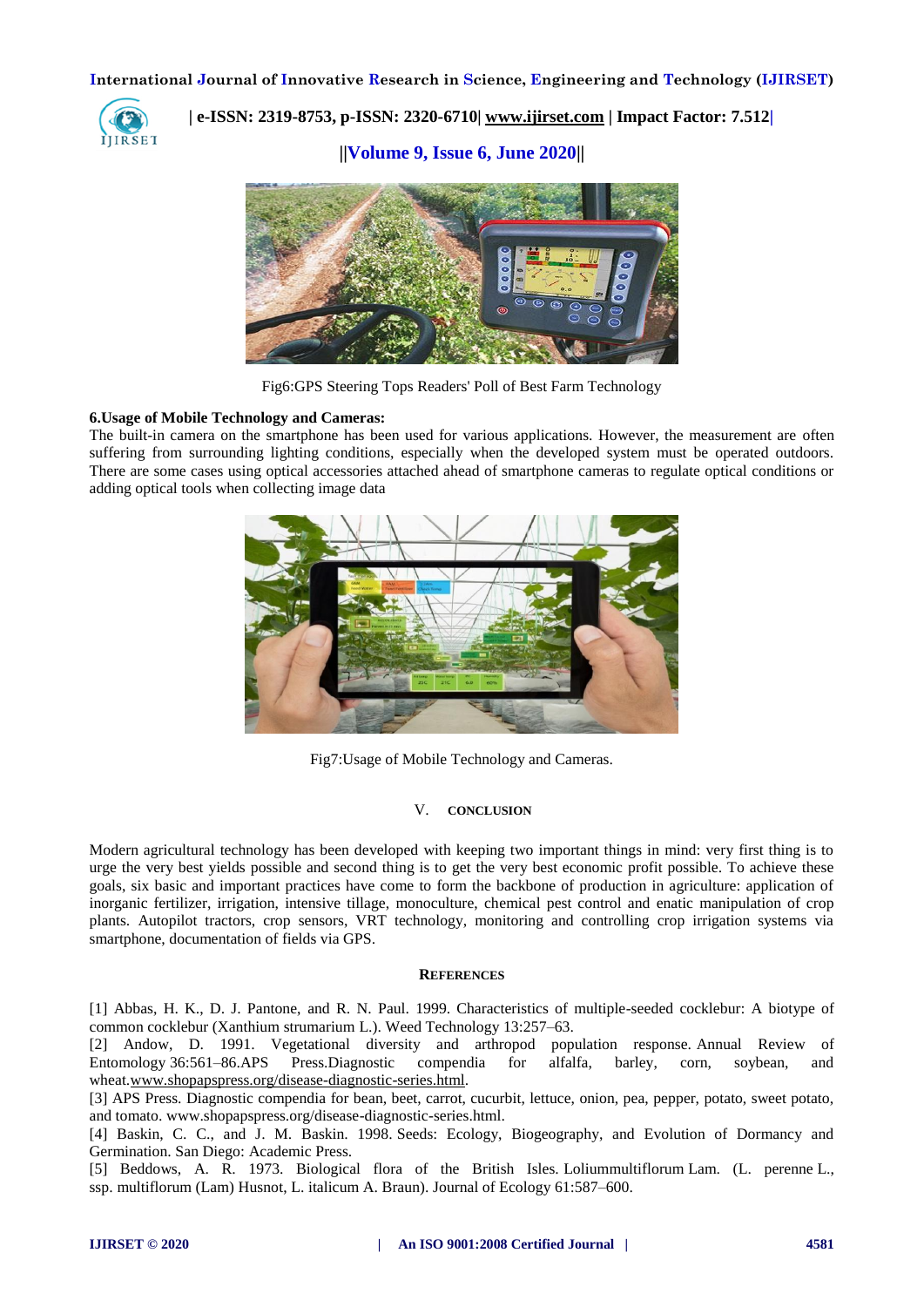Fig6:GPS Steering Tops Readers' Poll of Best Farm Technology

**6.Usage of Mobile Technology and Cameras:**

The built-in camera on the smartphone has been used for various applications. However, the measurement are often suffering from surrounding lighting conditions, especially when the developed system must be operated outdoors. There are some cases using optical accessories attached ahead of smartphone cameras to regulate optical conditions or adding optical tools when collecting image data

Fig7:Usage of Mobile Technology and Cameras.

## V. CONCLUSION

Modern agricultural technology has been developed with keeping two important things in mind: very first thing is to urge the very best yields possible and second thing is to get the very best economic profit possible. To achieve these goals, six basic and important practices have come to form the backbone of production in agriculture: application of inorganic fertilizer, irrigation, intensive tillage, monoculture, chemical pest control and enatic manipulation of crop plants. Autopilot tractors, crop sensors, VRT technology, monitoring and controlling crop irrigation systems via smartphone, documentation of fields via GPS.

## REFERENCES

[1] Abbas, H. K., D. J. Pantone, and R. N. Paul. 1999. Characteristics of multiple-seeded cocklebur: A biotype of common cocklebur (Xanthium strumarium L.). Weed Technology 13:257–63.

[2] Andow, D. 1991. Vegetational diversity and arthropod population response. Annual Review of Entomology 36:561–86.APS Press.Diagnostic compendia for alfalfa, barley, corn, soybean, and wheat.www.shopapspress.org/disease-diagnostic-series.html.

[3] APS Press. Diagnostic compendia for bean, beet, carrot, cucurbit, lettuce, onion, pea, pepper, potato, sweet potato, and tomato. www.shopapspress.org/disease-diagnostic-series.html.

[4] Baskin, C. C., and J. M. Baskin. 1998. Seeds: Ecology, Biogeography, and Evolution of Dormancy and Germination. San Diego: Academic Press.

[5] Beddows, A. R. 1973. Biological flora of the British Isles. Loliummultiflorum Lam. (L. perenne L., ssp. multiflorum (Lam) Husnot, L. italicum A. Braun). Journal of Ecology 61:587–600.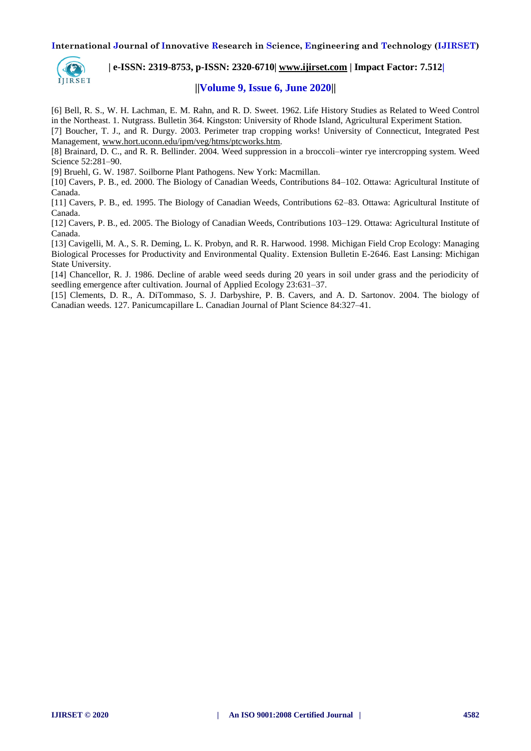[6] Bell, R. S., W. H. Lachman, E. M. Rahn, and R. D. Sweet. 1962. Life History Studies as Related to Weed Control in the Northeast. 1. Nutgrass. Bulletin 364. Kingston: University of Rhode Island, Agricultural Experiment Station.

[7] Boucher, T. J., and R. Durgy. 2003. Perimeter trap cropping works! University of Connecticut, Integrated Pest Management, www.hort.uconn.edu/ipm/veg/htms/ptcworks.htm.

[8] Brainard, D. C., and R. R. Bellinder. 2004. Weed suppression in a broccoli–winter rye intercropping system. Weed Science 52:281–90.

[9] Bruehl, G. W. 1987. Soilborne Plant Pathogens. New York: Macmillan.

[10] Cavers, P. B., ed. 2000. The Biology of Canadian Weeds, Contributions 84–102. Ottawa: Agricultural Institute of Canada.

[11] Cavers, P. B., ed. 1995. The Biology of Canadian Weeds, Contributions 62–83. Ottawa: Agricultural Institute of Canada.

[12] Cavers, P. B., ed. 2005. The Biology of Canadian Weeds, Contributions 103–129. Ottawa: Agricultural Institute of Canada.

[13] Cavigelli, M. A., S. R. Deming, L. K. Probyn, and R. R. Harwood. 1998. Michigan Field Crop Ecology: Managing Biological Processes for Productivity and Environmental Quality. Extension Bulletin E-2646. East Lansing: Michigan State University.

[14] Chancellor, R. J. 1986. Decline of arable weed seeds during 20 years in soil under grass and the periodicity of seedling emergence after cultivation. Journal of Applied Ecology 23:631–37.

[15] Clements, D. R., A. DiTommaso, S. J. Darbyshire, P. B. Cavers, and A. D. Sartonov. 2004. The biology of Canadian weeds. 127. Panicumcapillare L. Canadian Journal of Plant Science 84:327–41.